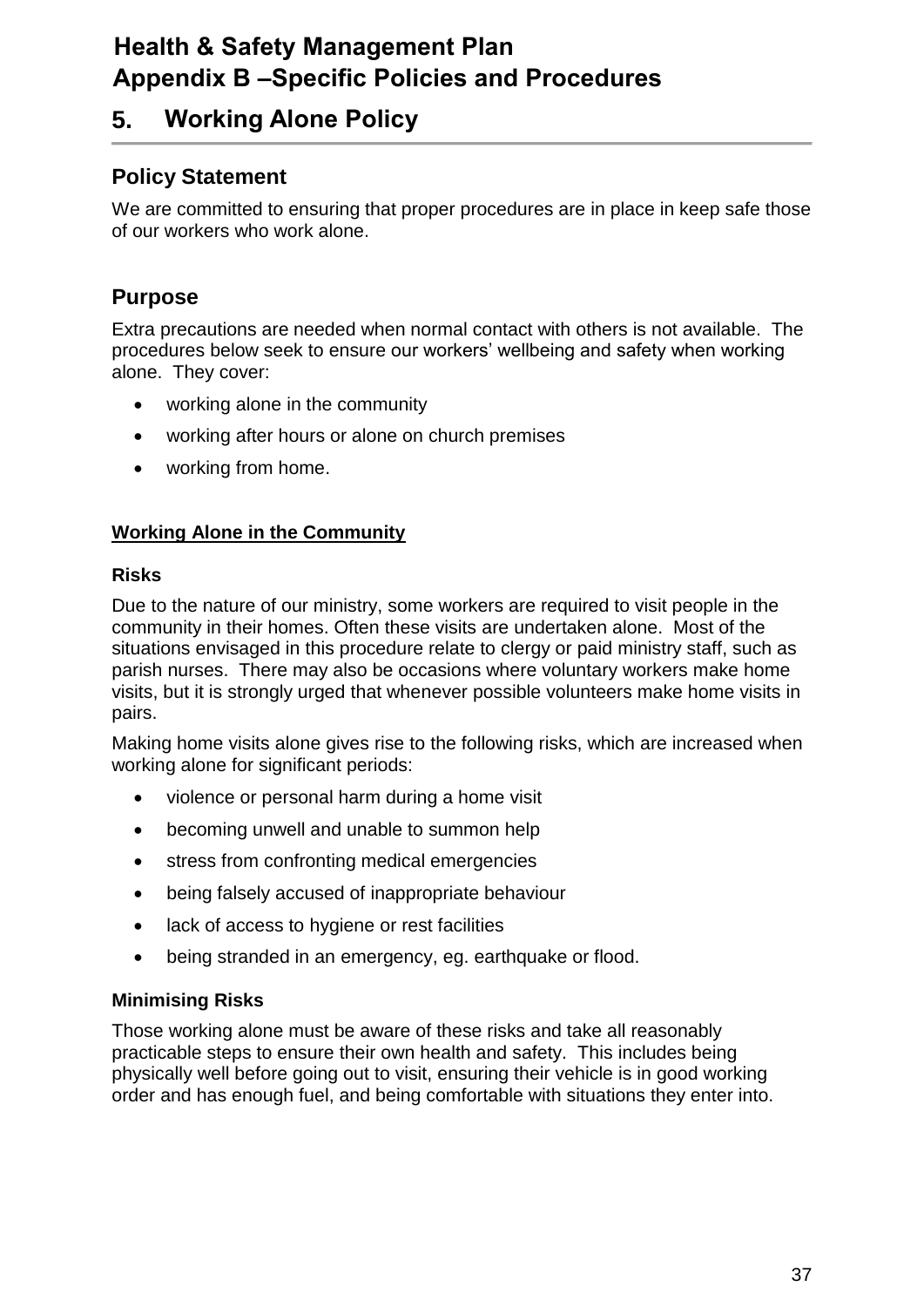# Health & Safety Management Plan
# Appendix B –Specific Policies and Procedures

## 5. Working Alone Policy

### Policy Statement

We are committed to ensuring that proper procedures are in place in keep safe those of our workers who work alone.

### Purpose

Extra precautions are needed when normal contact with others is not available. The procedures below seek to ensure our workers' wellbeing and safety when working alone. They cover:

- working alone in the community
- working after hours or alone on church premises
- working from home.

**Working Alone in the Community**

**Risks**

Due to the nature of our ministry, some workers are required to visit people in the community in their homes. Often these visits are undertaken alone. Most of the situations envisaged in this procedure relate to clergy or paid ministry staff, such as parish nurses. There may also be occasions where voluntary workers make home visits, but it is strongly urged that whenever possible volunteers make home visits in pairs.

Making home visits alone gives rise to the following risks, which are increased when working alone for significant periods:

- violence or personal harm during a home visit
- becoming unwell and unable to summon help
- stress from confronting medical emergencies
- being falsely accused of inappropriate behaviour
- lack of access to hygiene or rest facilities
- being stranded in an emergency, eg. earthquake or flood.

**Minimising Risks**

Those working alone must be aware of these risks and take all reasonably practicable steps to ensure their own health and safety. This includes being physically well before going out to visit, ensuring their vehicle is in good working order and has enough fuel, and being comfortable with situations they enter into.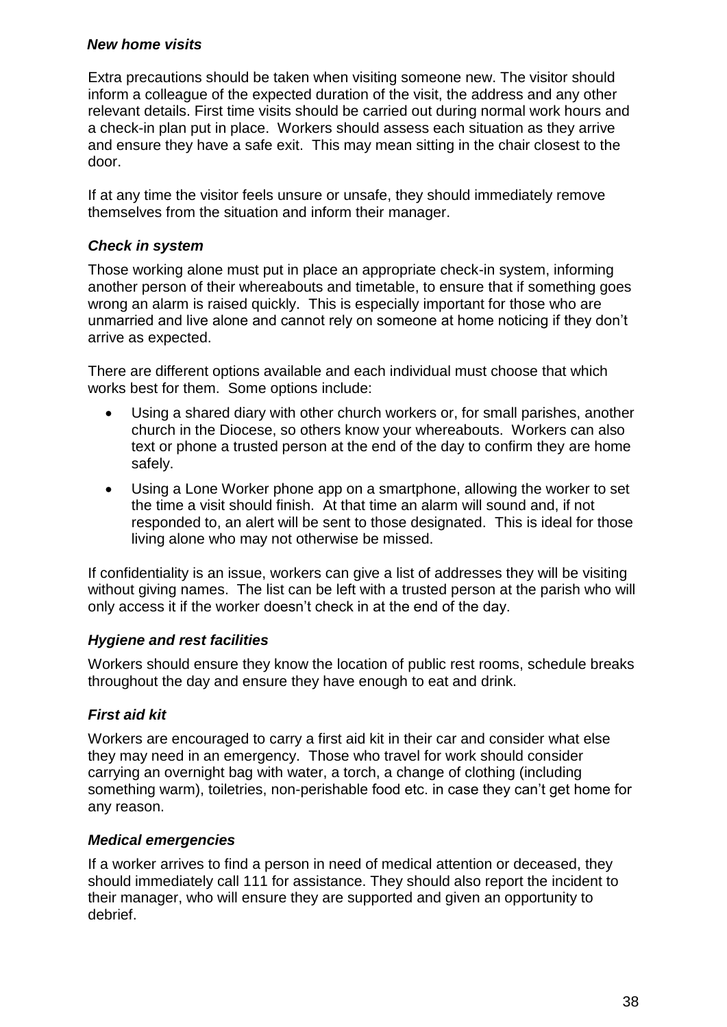***New home visits***

Extra precautions should be taken when visiting someone new. The visitor should inform a colleague of the expected duration of the visit, the address and any other relevant details. First time visits should be carried out during normal work hours and a check-in plan put in place. Workers should assess each situation as they arrive and ensure they have a safe exit. This may mean sitting in the chair closest to the door.

If at any time the visitor feels unsure or unsafe, they should immediately remove themselves from the situation and inform their manager.

***Check in system***

Those working alone must put in place an appropriate check-in system, informing another person of their whereabouts and timetable, to ensure that if something goes wrong an alarm is raised quickly. This is especially important for those who are unmarried and live alone and cannot rely on someone at home noticing if they don't arrive as expected.

There are different options available and each individual must choose that which works best for them. Some options include:

- Using a shared diary with other church workers or, for small parishes, another church in the Diocese, so others know your whereabouts. Workers can also text or phone a trusted person at the end of the day to confirm they are home safely.
- Using a Lone Worker phone app on a smartphone, allowing the worker to set the time a visit should finish. At that time an alarm will sound and, if not responded to, an alert will be sent to those designated. This is ideal for those living alone who may not otherwise be missed.

If confidentiality is an issue, workers can give a list of addresses they will be visiting without giving names. The list can be left with a trusted person at the parish who will only access it if the worker doesn't check in at the end of the day.

***Hygiene and rest facilities***

Workers should ensure they know the location of public rest rooms, schedule breaks throughout the day and ensure they have enough to eat and drink.

***First aid kit***

Workers are encouraged to carry a first aid kit in their car and consider what else they may need in an emergency. Those who travel for work should consider carrying an overnight bag with water, a torch, a change of clothing (including something warm), toiletries, non-perishable food etc. in case they can't get home for any reason.

***Medical emergencies***

If a worker arrives to find a person in need of medical attention or deceased, they should immediately call 111 for assistance. They should also report the incident to their manager, who will ensure they are supported and given an opportunity to debrief.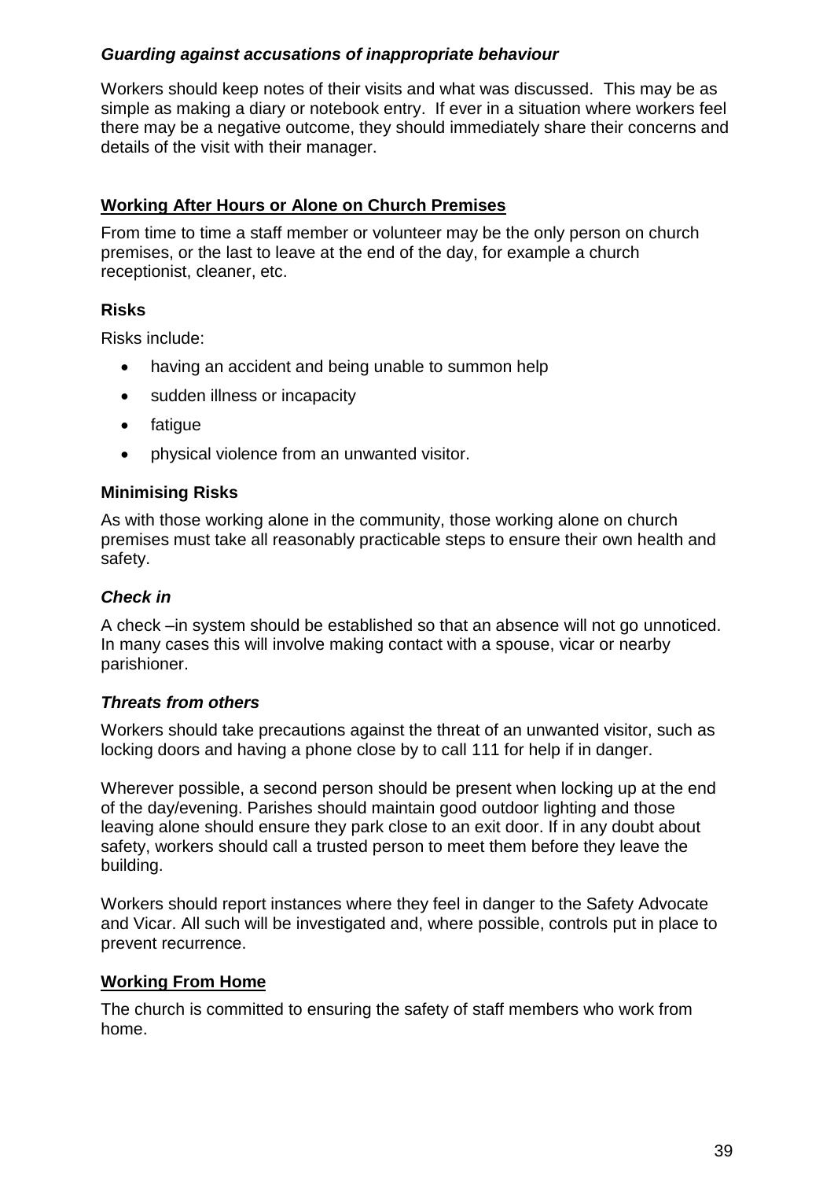***Guarding against accusations of inappropriate behaviour***

Workers should keep notes of their visits and what was discussed. This may be as simple as making a diary or notebook entry. If ever in a situation where workers feel there may be a negative outcome, they should immediately share their concerns and details of the visit with their manager.

## Working After Hours or Alone on Church Premises

From time to time a staff member or volunteer may be the only person on church premises, or the last to leave at the end of the day, for example a church receptionist, cleaner, etc.

### Risks

Risks include:

- having an accident and being unable to summon help
- sudden illness or incapacity
- fatigue
- physical violence from an unwanted visitor.

### Minimising Risks

As with those working alone in the community, those working alone on church premises must take all reasonably practicable steps to ensure their own health and safety.

***Check in***

A check –in system should be established so that an absence will not go unnoticed. In many cases this will involve making contact with a spouse, vicar or nearby parishioner.

***Threats from others***

Workers should take precautions against the threat of an unwanted visitor, such as locking doors and having a phone close by to call 111 for help if in danger.

Wherever possible, a second person should be present when locking up at the end of the day/evening. Parishes should maintain good outdoor lighting and those leaving alone should ensure they park close to an exit door. If in any doubt about safety, workers should call a trusted person to meet them before they leave the building.

Workers should report instances where they feel in danger to the Safety Advocate and Vicar. All such will be investigated and, where possible, controls put in place to prevent recurrence.

## Working From Home

The church is committed to ensuring the safety of staff members who work from home.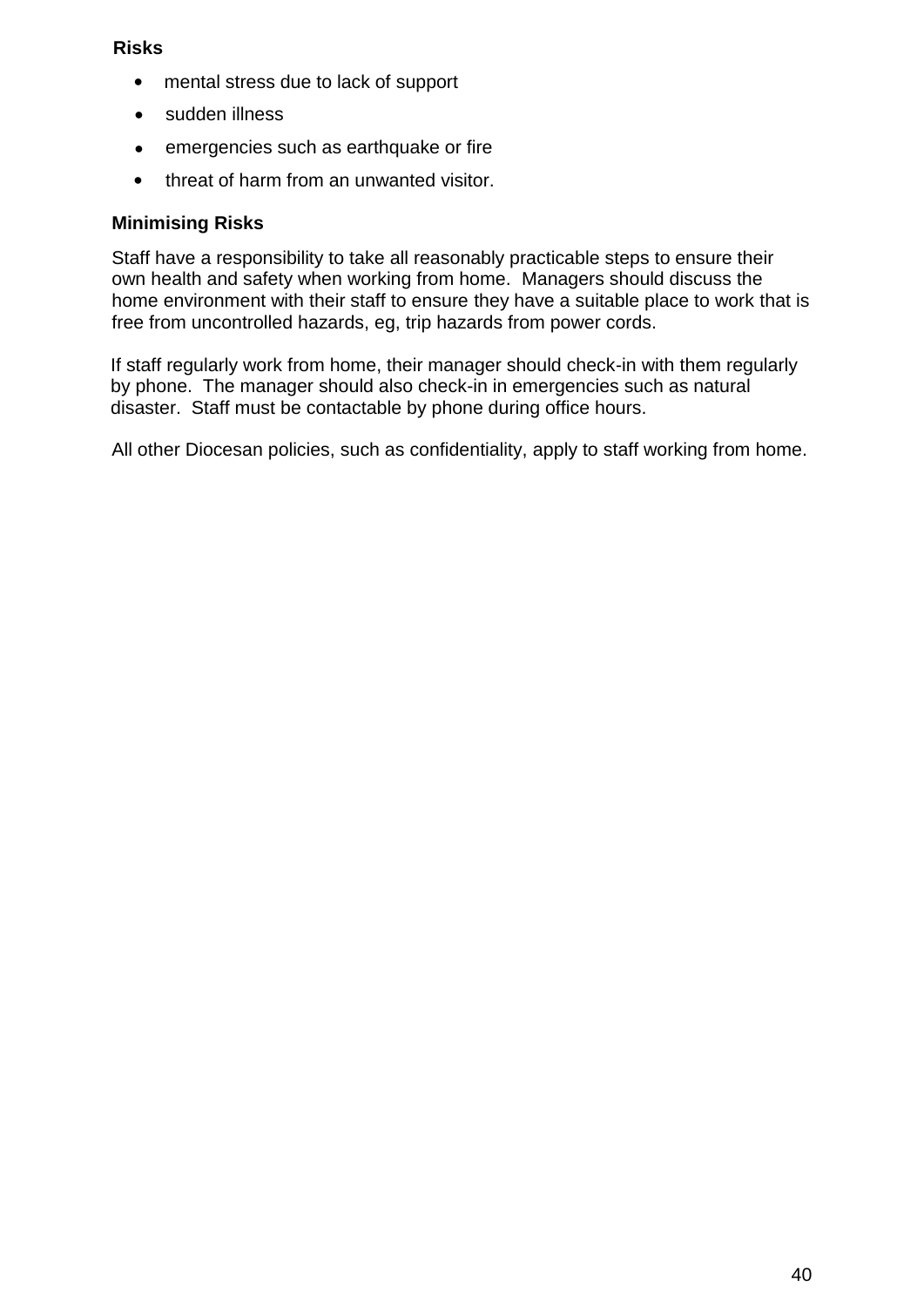**Risks**

- mental stress due to lack of support
- sudden illness
- emergencies such as earthquake or fire
- threat of harm from an unwanted visitor.

**Minimising Risks**

Staff have a responsibility to take all reasonably practicable steps to ensure their own health and safety when working from home. Managers should discuss the home environment with their staff to ensure they have a suitable place to work that is free from uncontrolled hazards, eg, trip hazards from power cords.

If staff regularly work from home, their manager should check-in with them regularly by phone. The manager should also check-in in emergencies such as natural disaster. Staff must be contactable by phone during office hours.

All other Diocesan policies, such as confidentiality, apply to staff working from home.